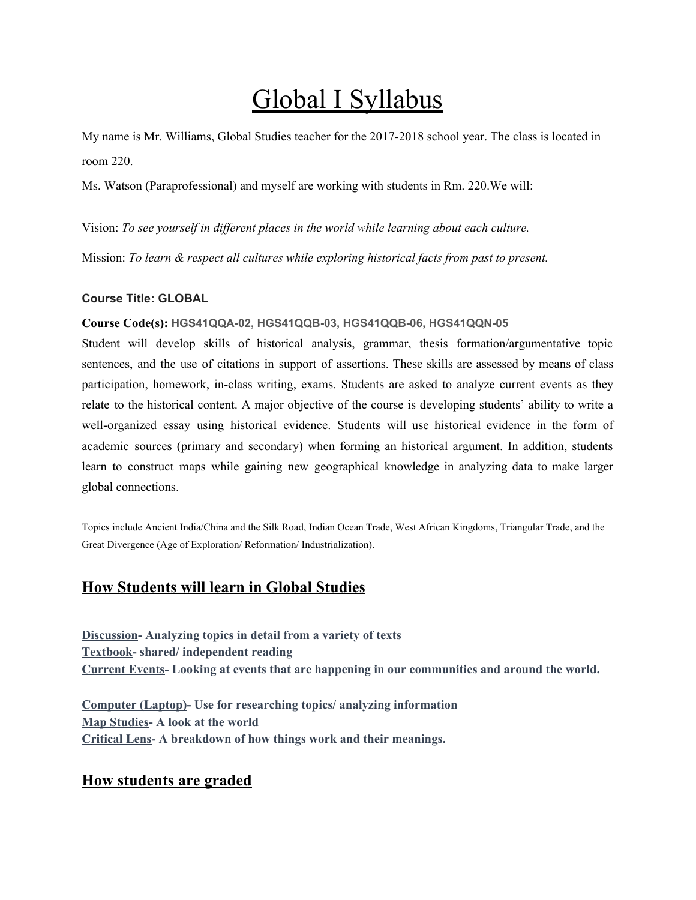# Global I Syllabus

My name is Mr. Williams, Global Studies teacher for the 2017-2018 school year. The class is located in room 220.

Ms. Watson (Paraprofessional) and myself are working with students in Rm. 220.We will:

Vision: *To see yourself in different places in the world while learning about each culture.*

Mission: *To learn & respect all cultures while exploring historical facts from past to present.*

**Course Title: GLOBAL**

**Course Code(s): HGS41QQA-02, HGS41QQB-03, HGS41QQB-06, HGS41QQN-05**

Student will develop skills of historical analysis, grammar, thesis formation/argumentative topic sentences, and the use of citations in support of assertions. These skills are assessed by means of class participation, homework, in-class writing, exams. Students are asked to analyze current events as they relate to the historical content. A major objective of the course is developing students' ability to write a well-organized essay using historical evidence. Students will use historical evidence in the form of academic sources (primary and secondary) when forming an historical argument. In addition, students learn to construct maps while gaining new geographical knowledge in analyzing data to make larger global connections.

Topics include Ancient India/China and the Silk Road, Indian Ocean Trade, West African Kingdoms, Triangular Trade, and the Great Divergence (Age of Exploration/ Reformation/ Industrialization).

## How Students will learn in Global Studies

**Discussion- Analyzing topics in detail from a variety of texts**
**Textbook- shared/ independent reading**
**Current Events- Looking at events that are happening in our communities and around the world.**

**Computer (Laptop)- Use for researching topics/ analyzing information**
**Map Studies- A look at the world**
**Critical Lens- A breakdown of how things work and their meanings.**

## How students are graded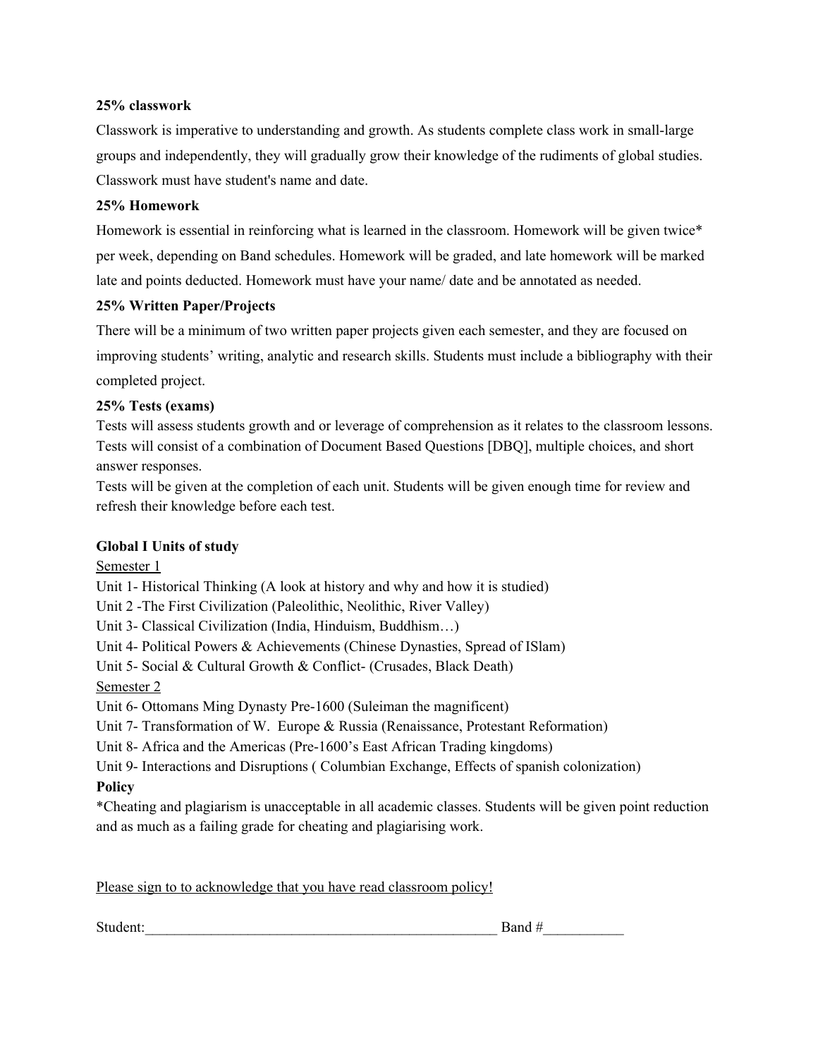**25% classwork**

Classwork is imperative to understanding and growth. As students complete class work in small-large groups and independently, they will gradually grow their knowledge of the rudiments of global studies. Classwork must have student's name and date.

**25% Homework**

Homework is essential in reinforcing what is learned in the classroom. Homework will be given twice* per week, depending on Band schedules. Homework will be graded, and late homework will be marked late and points deducted. Homework must have your name/ date and be annotated as needed.

**25% Written Paper/Projects**

There will be a minimum of two written paper projects given each semester, and they are focused on improving students' writing, analytic and research skills. Students must include a bibliography with their completed project.

**25% Tests (exams)**

Tests will assess students growth and or leverage of comprehension as it relates to the classroom lessons. Tests will consist of a combination of Document Based Questions [DBQ], multiple choices, and short answer responses.

Tests will be given at the completion of each unit. Students will be given enough time for review and refresh their knowledge before each test.

**Global I Units of study**

<u>Semester 1</u>

Unit 1- Historical Thinking (A look at history and why and how it is studied)

Unit 2 -The First Civilization (Paleolithic, Neolithic, River Valley)

Unit 3- Classical Civilization (India, Hinduism, Buddhism…)

Unit 4- Political Powers & Achievements (Chinese Dynasties, Spread of ISlam)

Unit 5- Social & Cultural Growth & Conflict- (Crusades, Black Death)

<u>Semester 2</u>

Unit 6- Ottomans Ming Dynasty Pre-1600 (Suleiman the magnificent)

Unit 7- Transformation of W. Europe & Russia (Renaissance, Protestant Reformation)

Unit 8- Africa and the Americas (Pre-1600's East African Trading kingdoms)

Unit 9- Interactions and Disruptions ( Columbian Exchange, Effects of spanish colonization)

**Policy**

*Cheating and plagiarism is unacceptable in all academic classes. Students will be given point reduction and as much as a failing grade for cheating and plagiarising work.

<u>Please sign to to acknowledge that you have read classroom policy!</u>

Student:\_\_\_\_\_\_\_\_\_\_\_\_\_\_\_\_\_\_\_\_\_\_\_\_\_\_\_\_\_\_\_\_\_\_\_\_\_\_\_\_\_\_\_\_\_\_\_\_ Band #\_\_\_\_\_\_\_\_\_\_\_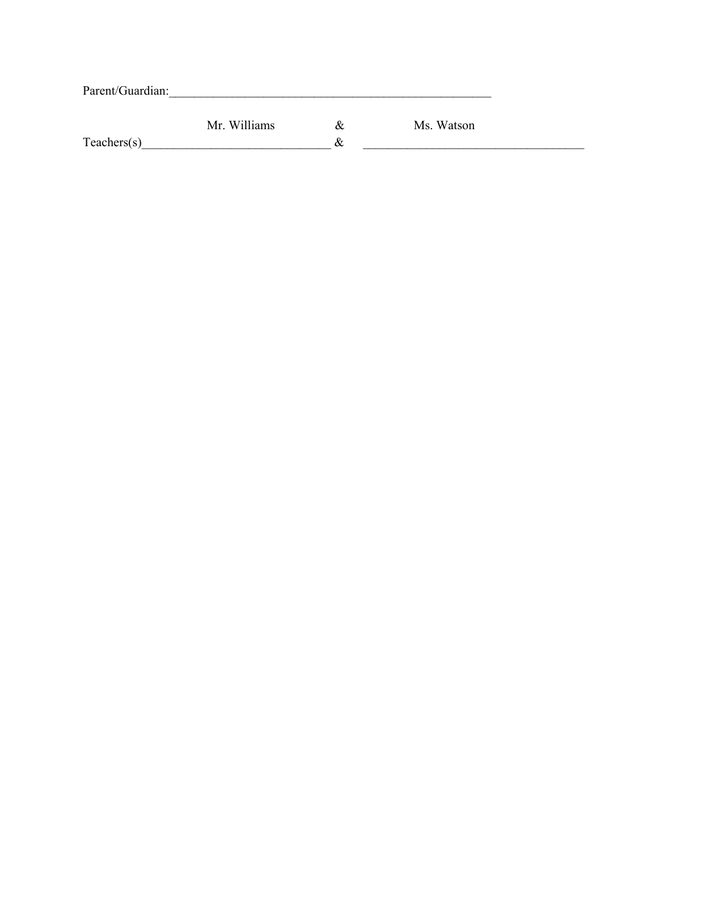Parent/Guardian:\_\_\_\_\_\_\_\_\_\_\_\_\_\_\_\_\_\_\_\_\_\_\_\_\_\_\_\_\_\_\_\_\_\_\_\_\_\_\_\_\_\_\_\_\_\_\_\_\_\_\_\_\_\_

Mr. Williams & Ms. Watson

Teachers(s)\_\_\_\_\_\_\_\_\_\_\_\_\_\_\_\_\_\_\_\_\_\_\_\_\_\_\_\_\_\_\_\_ & \_\_\_\_\_\_\_\_\_\_\_\_\_\_\_\_\_\_\_\_\_\_\_\_\_\_\_\_\_\_\_\_\_\_\_\_\_